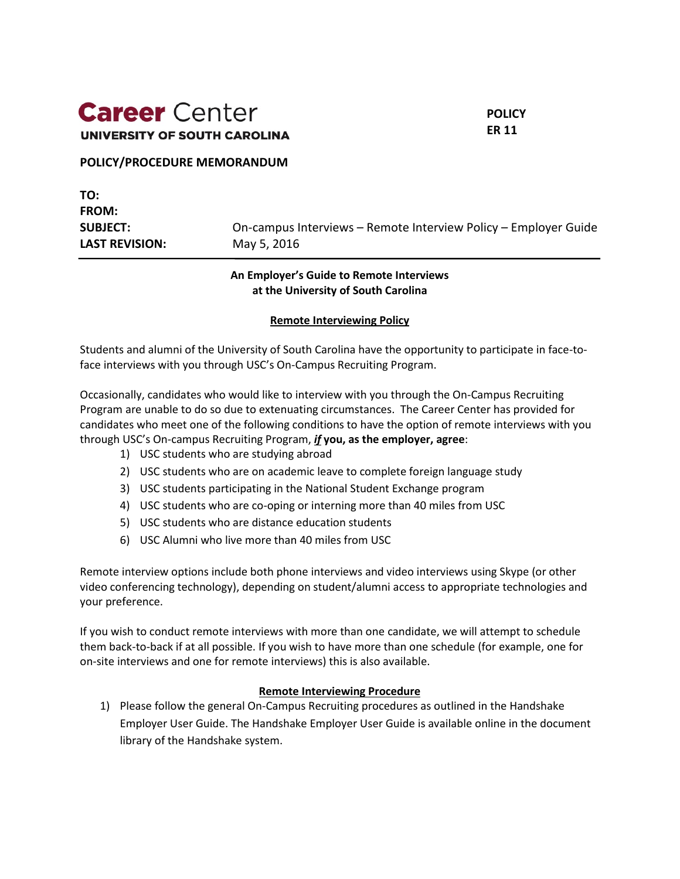**Career** Center
**UNIVERSITY OF SOUTH CAROLINA**

**POLICY**
**ER 11**

**POLICY/PROCEDURE MEMORANDUM**

| | |
|---|---|
| **TO:** | |
| **FROM:** | |
| **SUBJECT:** | On-campus Interviews – Remote Interview Policy – Employer Guide |
| **LAST REVISION:** | May 5, 2016 |

---

**An Employer's Guide to Remote Interviews at the University of South Carolina**

**Remote Interviewing Policy**

Students and alumni of the University of South Carolina have the opportunity to participate in face-to-face interviews with you through USC's On-Campus Recruiting Program.

Occasionally, candidates who would like to interview with you through the On-Campus Recruiting Program are unable to do so due to extenuating circumstances. The Career Center has provided for candidates who meet one of the following conditions to have the option of remote interviews with you through USC's On-campus Recruiting Program, ***if*** **you, as the employer, agree**:

1) USC students who are studying abroad
2) USC students who are on academic leave to complete foreign language study
3) USC students participating in the National Student Exchange program
4) USC students who are co-oping or interning more than 40 miles from USC
5) USC students who are distance education students
6) USC Alumni who live more than 40 miles from USC

Remote interview options include both phone interviews and video interviews using Skype (or other video conferencing technology), depending on student/alumni access to appropriate technologies and your preference.

If you wish to conduct remote interviews with more than one candidate, we will attempt to schedule them back-to-back if at all possible. If you wish to have more than one schedule (for example, one for on-site interviews and one for remote interviews) this is also available.

**Remote Interviewing Procedure**

1) Please follow the general On-Campus Recruiting procedures as outlined in the Handshake Employer User Guide. The Handshake Employer User Guide is available online in the document library of the Handshake system.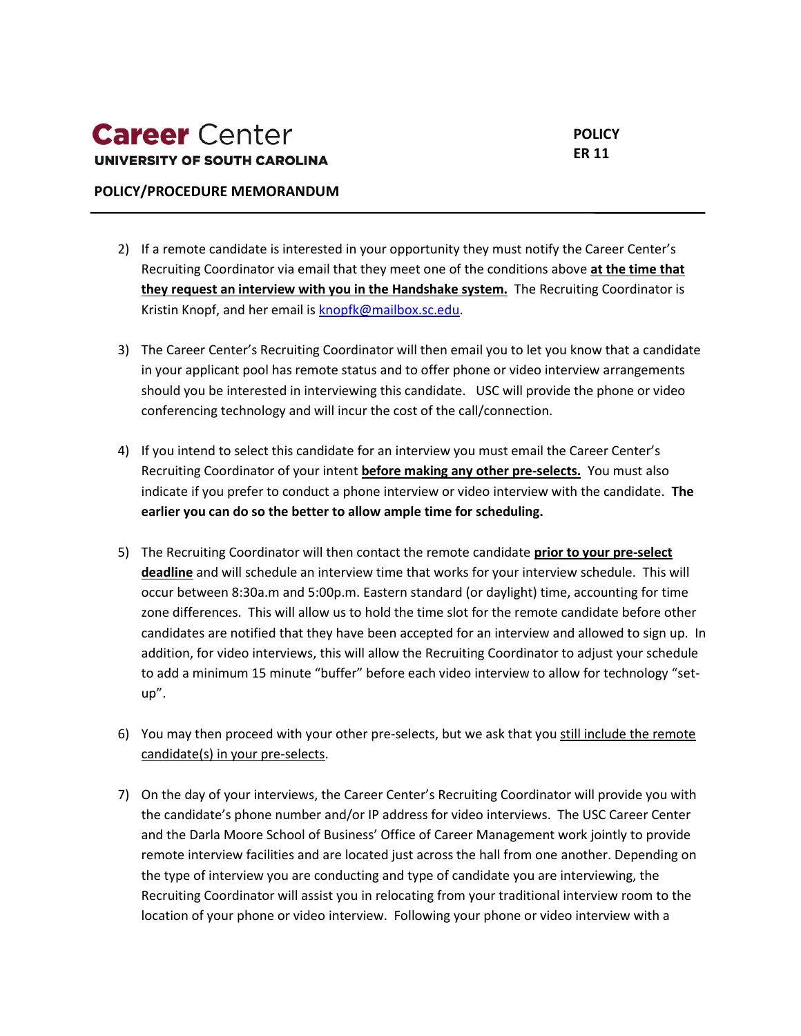2) If a remote candidate is interested in your opportunity they must notify the Career Center's Recruiting Coordinator via email that they meet one of the conditions above **at the time that they request an interview with you in the Handshake system.** The Recruiting Coordinator is Kristin Knopf, and her email is knopfk@mailbox.sc.edu.

3) The Career Center's Recruiting Coordinator will then email you to let you know that a candidate in your applicant pool has remote status and to offer phone or video interview arrangements should you be interested in interviewing this candidate. USC will provide the phone or video conferencing technology and will incur the cost of the call/connection.

4) If you intend to select this candidate for an interview you must email the Career Center's Recruiting Coordinator of your intent **before making any other pre-selects.** You must also indicate if you prefer to conduct a phone interview or video interview with the candidate. **The earlier you can do so the better to allow ample time for scheduling.**

5) The Recruiting Coordinator will then contact the remote candidate **prior to your pre-select deadline** and will schedule an interview time that works for your interview schedule. This will occur between 8:30a.m and 5:00p.m. Eastern standard (or daylight) time, accounting for time zone differences. This will allow us to hold the time slot for the remote candidate before other candidates are notified that they have been accepted for an interview and allowed to sign up. In addition, for video interviews, this will allow the Recruiting Coordinator to adjust your schedule to add a minimum 15 minute "buffer" before each video interview to allow for technology "set-up".

6) You may then proceed with your other pre-selects, but we ask that you still include the remote candidate(s) in your pre-selects.

7) On the day of your interviews, the Career Center's Recruiting Coordinator will provide you with the candidate's phone number and/or IP address for video interviews. The USC Career Center and the Darla Moore School of Business' Office of Career Management work jointly to provide remote interview facilities and are located just across the hall from one another. Depending on the type of interview you are conducting and type of candidate you are interviewing, the Recruiting Coordinator will assist you in relocating from your traditional interview room to the location of your phone or video interview. Following your phone or video interview with a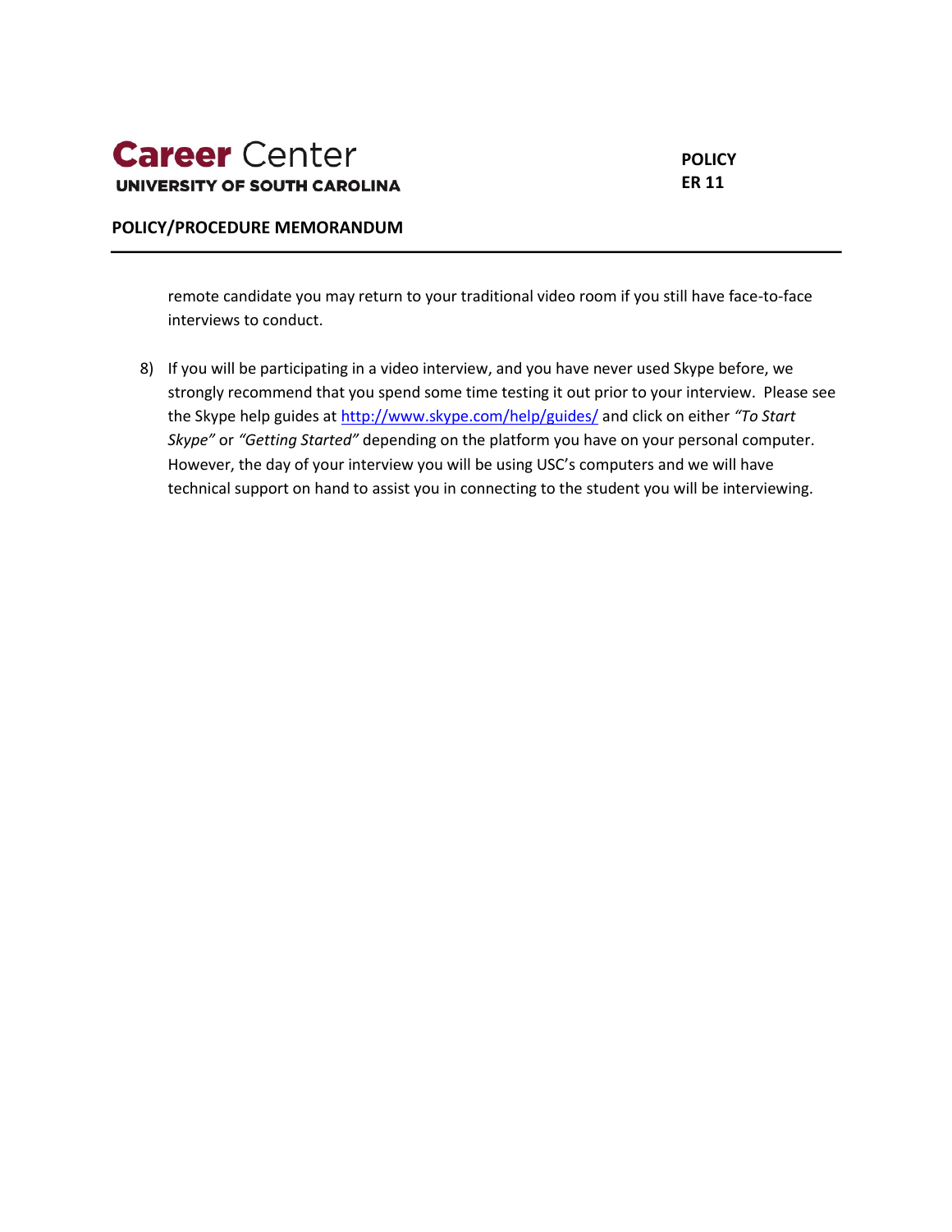remote candidate you may return to your traditional video room if you still have face-to-face interviews to conduct.

8) If you will be participating in a video interview, and you have never used Skype before, we strongly recommend that you spend some time testing it out prior to your interview. Please see the Skype help guides at http://www.skype.com/help/guides/ and click on either *"To Start Skype"* or *"Getting Started"* depending on the platform you have on your personal computer. However, the day of your interview you will be using USC's computers and we will have technical support on hand to assist you in connecting to the student you will be interviewing.